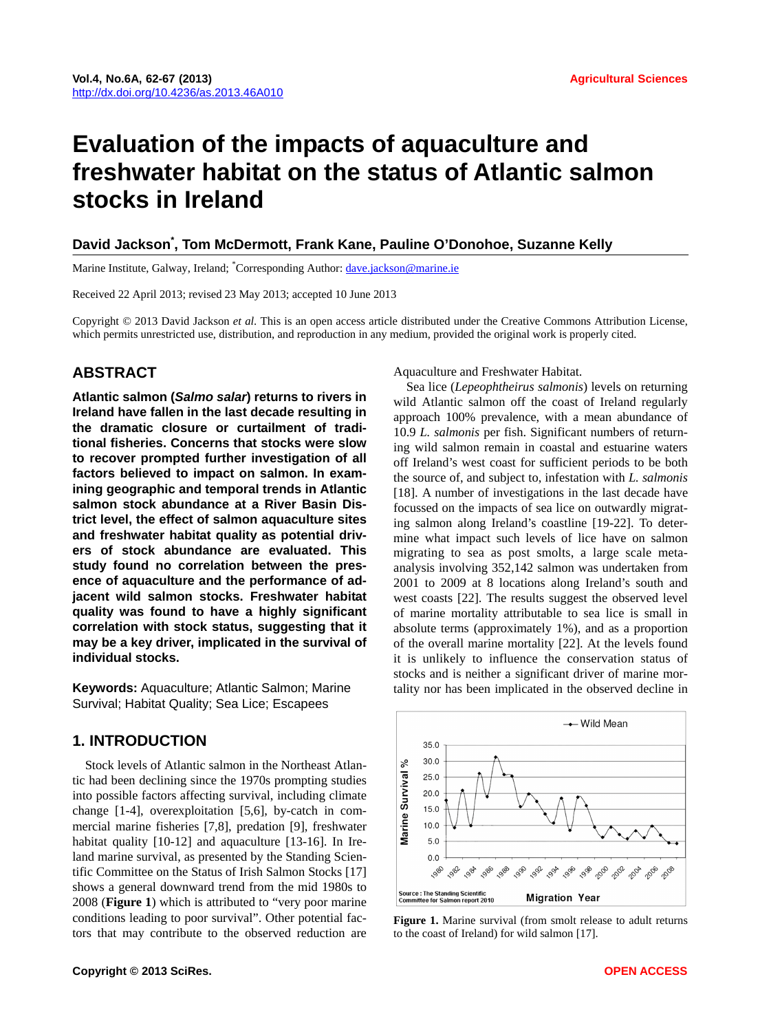# Evaluation of the impacts of aquaculture and freshwater habitat on the status of Atlantic salmon stocks in Ireland

**David Jackson***, **Tom McDermott, Frank Kane, Pauline O'Donohoe, Suzanne Kelly**

Marine Institute, Galway, Ireland; *Corresponding Author: dave.jackson@marine.ie

Received 22 April 2013; revised 23 May 2013; accepted 10 June 2013

Copyright © 2013 David Jackson *et al*. This is an open access article distributed under the Creative Commons Attribution License, which permits unrestricted use, distribution, and reproduction in any medium, provided the original work is properly cited.

## ABSTRACT

**Atlantic salmon (*Salmo salar*) returns to rivers in Ireland have fallen in the last decade resulting in the dramatic closure or curtailment of traditional fisheries. Concerns that stocks were slow to recover prompted further investigation of all factors believed to impact on salmon. In examining geographic and temporal trends in Atlantic salmon stock abundance at a River Basin District level, the effect of salmon aquaculture sites and freshwater habitat quality as potential drivers of stock abundance are evaluated. This study found no correlation between the presence of aquaculture and the performance of adjacent wild salmon stocks. Freshwater habitat quality was found to have a highly significant correlation with stock status, suggesting that it may be a key driver, implicated in the survival of individual stocks.**

**Keywords:** Aquaculture; Atlantic Salmon; Marine Survival; Habitat Quality; Sea Lice; Escapees

## 1. INTRODUCTION

Stock levels of Atlantic salmon in the Northeast Atlantic had been declining since the 1970s prompting studies into possible factors affecting survival, including climate change [1-4], overexploitation [5,6], by-catch in commercial marine fisheries [7,8], predation [9], freshwater habitat quality [10-12] and aquaculture [13-16]. In Ireland marine survival, as presented by the Standing Scientific Committee on the Status of Irish Salmon Stocks [17] shows a general downward trend from the mid 1980s to 2008 (**Figure 1**) which is attributed to "very poor marine conditions leading to poor survival". Other potential factors that may contribute to the observed reduction are Aquaculture and Freshwater Habitat.

Sea lice (*Lepeophtheirus salmonis*) levels on returning wild Atlantic salmon off the coast of Ireland regularly approach 100% prevalence, with a mean abundance of 10.9 *L. salmonis* per fish. Significant numbers of returning wild salmon remain in coastal and estuarine waters off Ireland's west coast for sufficient periods to be both the source of, and subject to, infestation with *L. salmonis* [18]. A number of investigations in the last decade have focussed on the impacts of sea lice on outwardly migrating salmon along Ireland's coastline [19-22]. To determine what impact such levels of lice have on salmon migrating to sea as post smolts, a large scale meta-analysis involving 352,142 salmon was undertaken from 2001 to 2009 at 8 locations along Ireland's south and west coasts [22]. The results suggest the observed level of marine mortality attributable to sea lice is small in absolute terms (approximately 1%), and as a proportion of the overall marine mortality [22]. At the levels found it is unlikely to influence the conservation status of stocks and is neither a significant driver of marine mortality nor has been implicated in the observed decline in

Wild Mean

Marine Survival %

35.0
30.0
25.0
20.0
15.0
10.0
5.0
0.0

1980 1982 1984 1986 1988 1990 1992 1994 1996 1998 2000 2002 2004 2006 2008

Migration Year

Source : The Standing Scientific Committee for Salmon report 2010

**Figure 1.** Marine survival (from smolt release to adult returns to the coast of Ireland) for wild salmon [17].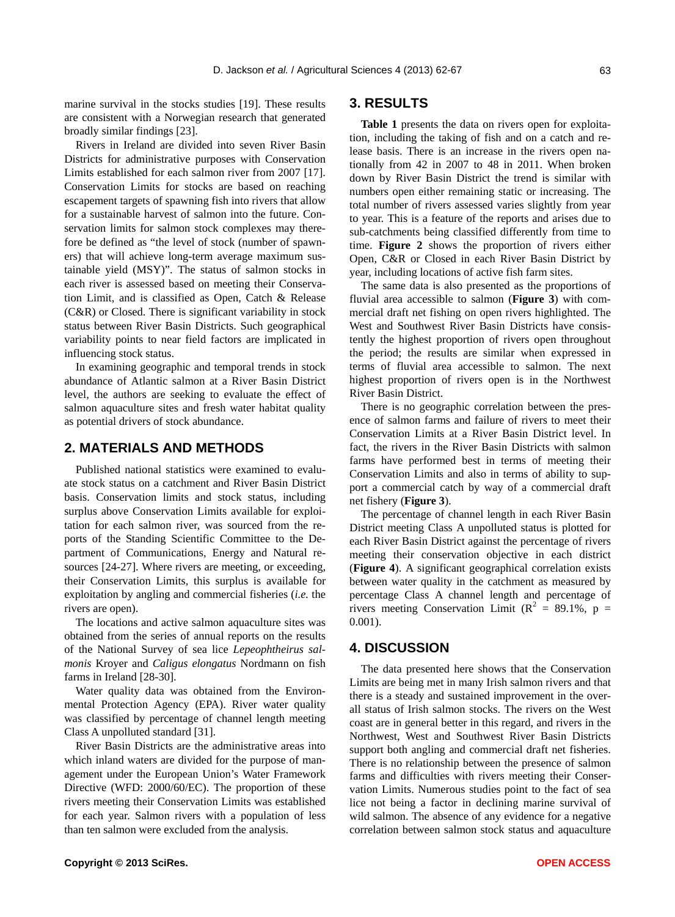marine survival in the stocks studies [19]. These results are consistent with a Norwegian research that generated broadly similar findings [23].

Rivers in Ireland are divided into seven River Basin Districts for administrative purposes with Conservation Limits established for each salmon river from 2007 [17]. Conservation Limits for stocks are based on reaching escapement targets of spawning fish into rivers that allow for a sustainable harvest of salmon into the future. Conservation limits for salmon stock complexes may therefore be defined as "the level of stock (number of spawners) that will achieve long-term average maximum sustainable yield (MSY)". The status of salmon stocks in each river is assessed based on meeting their Conservation Limit, and is classified as Open, Catch & Release (C&R) or Closed. There is significant variability in stock status between River Basin Districts. Such geographical variability points to near field factors are implicated in influencing stock status.

In examining geographic and temporal trends in stock abundance of Atlantic salmon at a River Basin District level, the authors are seeking to evaluate the effect of salmon aquaculture sites and fresh water habitat quality as potential drivers of stock abundance.

## 2. MATERIALS AND METHODS

Published national statistics were examined to evaluate stock status on a catchment and River Basin District basis. Conservation limits and stock status, including surplus above Conservation Limits available for exploitation for each salmon river, was sourced from the reports of the Standing Scientific Committee to the Department of Communications, Energy and Natural resources [24-27]. Where rivers are meeting, or exceeding, their Conservation Limits, this surplus is available for exploitation by angling and commercial fisheries (*i.e.* the rivers are open).

The locations and active salmon aquaculture sites was obtained from the series of annual reports on the results of the National Survey of sea lice *Lepeophtheirus salmonis* Kroyer and *Caligus elongatus* Nordmann on fish farms in Ireland [28-30].

Water quality data was obtained from the Environmental Protection Agency (EPA). River water quality was classified by percentage of channel length meeting Class A unpolluted standard [31].

River Basin Districts are the administrative areas into which inland waters are divided for the purpose of management under the European Union's Water Framework Directive (WFD: 2000/60/EC). The proportion of these rivers meeting their Conservation Limits was established for each year. Salmon rivers with a population of less than ten salmon were excluded from the analysis.

## 3. RESULTS

**Table 1** presents the data on rivers open for exploitation, including the taking of fish and on a catch and release basis. There is an increase in the rivers open nationally from 42 in 2007 to 48 in 2011. When broken down by River Basin District the trend is similar with numbers open either remaining static or increasing. The total number of rivers assessed varies slightly from year to year. This is a feature of the reports and arises due to sub-catchments being classified differently from time to time. **Figure 2** shows the proportion of rivers either Open, C&R or Closed in each River Basin District by year, including locations of active fish farm sites.

The same data is also presented as the proportions of fluvial area accessible to salmon (**Figure 3**) with commercial draft net fishing on open rivers highlighted. The West and Southwest River Basin Districts have consistently the highest proportion of rivers open throughout the period; the results are similar when expressed in terms of fluvial area accessible to salmon. The next highest proportion of rivers open is in the Northwest River Basin District.

There is no geographic correlation between the presence of salmon farms and failure of rivers to meet their Conservation Limits at a River Basin District level. In fact, the rivers in the River Basin Districts with salmon farms have performed best in terms of meeting their Conservation Limits and also in terms of ability to support a commercial catch by way of a commercial draft net fishery (**Figure 3**).

The percentage of channel length in each River Basin District meeting Class A unpolluted status is plotted for each River Basin District against the percentage of rivers meeting their conservation objective in each district (**Figure 4**). A significant geographical correlation exists between water quality in the catchment as measured by percentage Class A channel length and percentage of rivers meeting Conservation Limit ($R^2$ = 89.1%, $p$ = 0.001).

## 4. DISCUSSION

The data presented here shows that the Conservation Limits are being met in many Irish salmon rivers and that there is a steady and sustained improvement in the overall status of Irish salmon stocks. The rivers on the West coast are in general better in this regard, and rivers in the Northwest, West and Southwest River Basin Districts support both angling and commercial draft net fisheries. There is no relationship between the presence of salmon farms and difficulties with rivers meeting their Conservation Limits. Numerous studies point to the fact of sea lice not being a factor in declining marine survival of wild salmon. The absence of any evidence for a negative correlation between salmon stock status and aquaculture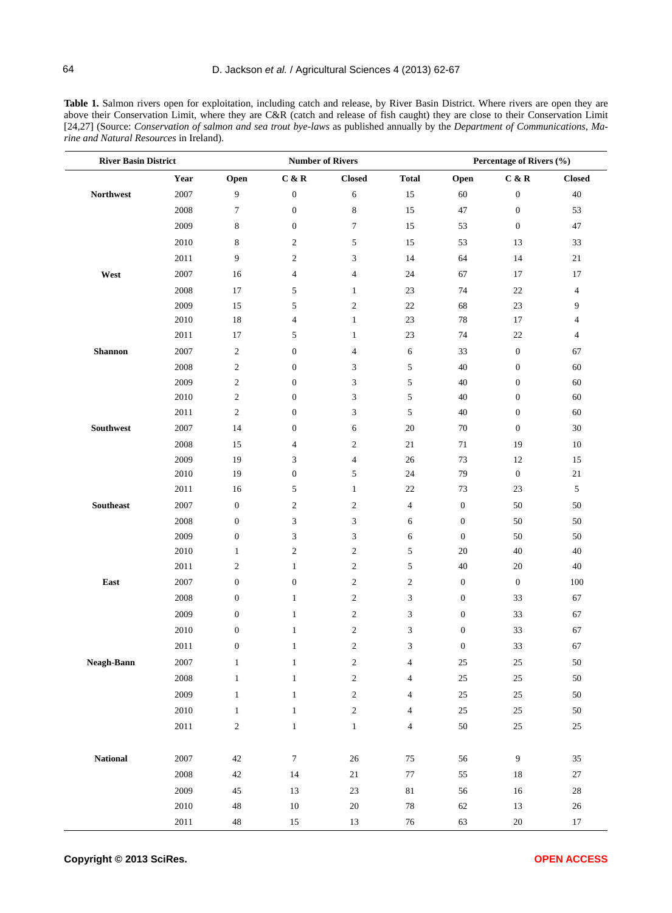**Table 1.** Salmon rivers open for exploitation, including catch and release, by River Basin District. Where rivers are open they are above their Conservation Limit, where they are C&R (catch and release of fish caught) they are close to their Conservation Limit [24,27] (Source: *Conservation of salmon and sea trout bye-laws* as published annually by the *Department of Communications, Marine and Natural Resources* in Ireland).

| River Basin District | | Number of Rivers | | | | Percentage of Rivers (%) | | |
|---|---|---|---|---|---|---|---|---|
| | Year | Open | C & R | Closed | Total | Open | C & R | Closed |
| **Northwest** | 2007 | 9 | 0 | 6 | 15 | 60 | 0 | 40 |
| | 2008 | 7 | 0 | 8 | 15 | 47 | 0 | 53 |
| | 2009 | 8 | 0 | 7 | 15 | 53 | 0 | 47 |
| | 2010 | 8 | 2 | 5 | 15 | 53 | 13 | 33 |
| | 2011 | 9 | 2 | 3 | 14 | 64 | 14 | 21 |
| **West** | 2007 | 16 | 4 | 4 | 24 | 67 | 17 | 17 |
| | 2008 | 17 | 5 | 1 | 23 | 74 | 22 | 4 |
| | 2009 | 15 | 5 | 2 | 22 | 68 | 23 | 9 |
| | 2010 | 18 | 4 | 1 | 23 | 78 | 17 | 4 |
| | 2011 | 17 | 5 | 1 | 23 | 74 | 22 | 4 |
| **Shannon** | 2007 | 2 | 0 | 4 | 6 | 33 | 0 | 67 |
| | 2008 | 2 | 0 | 3 | 5 | 40 | 0 | 60 |
| | 2009 | 2 | 0 | 3 | 5 | 40 | 0 | 60 |
| | 2010 | 2 | 0 | 3 | 5 | 40 | 0 | 60 |
| | 2011 | 2 | 0 | 3 | 5 | 40 | 0 | 60 |
| **Southwest** | 2007 | 14 | 0 | 6 | 20 | 70 | 0 | 30 |
| | 2008 | 15 | 4 | 2 | 21 | 71 | 19 | 10 |
| | 2009 | 19 | 3 | 4 | 26 | 73 | 12 | 15 |
| | 2010 | 19 | 0 | 5 | 24 | 79 | 0 | 21 |
| | 2011 | 16 | 5 | 1 | 22 | 73 | 23 | 5 |
| **Southeast** | 2007 | 0 | 2 | 2 | 4 | 0 | 50 | 50 |
| | 2008 | 0 | 3 | 3 | 6 | 0 | 50 | 50 |
| | 2009 | 0 | 3 | 3 | 6 | 0 | 50 | 50 |
| | 2010 | 1 | 2 | 2 | 5 | 20 | 40 | 40 |
| | 2011 | 2 | 1 | 2 | 5 | 40 | 20 | 40 |
| **East** | 2007 | 0 | 0 | 2 | 2 | 0 | 0 | 100 |
| | 2008 | 0 | 1 | 2 | 3 | 0 | 33 | 67 |
| | 2009 | 0 | 1 | 2 | 3 | 0 | 33 | 67 |
| | 2010 | 0 | 1 | 2 | 3 | 0 | 33 | 67 |
| | 2011 | 0 | 1 | 2 | 3 | 0 | 33 | 67 |
| **Neagh-Bann** | 2007 | 1 | 1 | 2 | 4 | 25 | 25 | 50 |
| | 2008 | 1 | 1 | 2 | 4 | 25 | 25 | 50 |
| | 2009 | 1 | 1 | 2 | 4 | 25 | 25 | 50 |
| | 2010 | 1 | 1 | 2 | 4 | 25 | 25 | 50 |
| | 2011 | 2 | 1 | 1 | 4 | 50 | 25 | 25 |
| **National** | 2007 | 42 | 7 | 26 | 75 | 56 | 9 | 35 |
| | 2008 | 42 | 14 | 21 | 77 | 55 | 18 | 27 |
| | 2009 | 45 | 13 | 23 | 81 | 56 | 16 | 28 |
| | 2010 | 48 | 10 | 20 | 78 | 62 | 13 | 26 |
| | 2011 | 48 | 15 | 13 | 76 | 63 | 20 | 17 |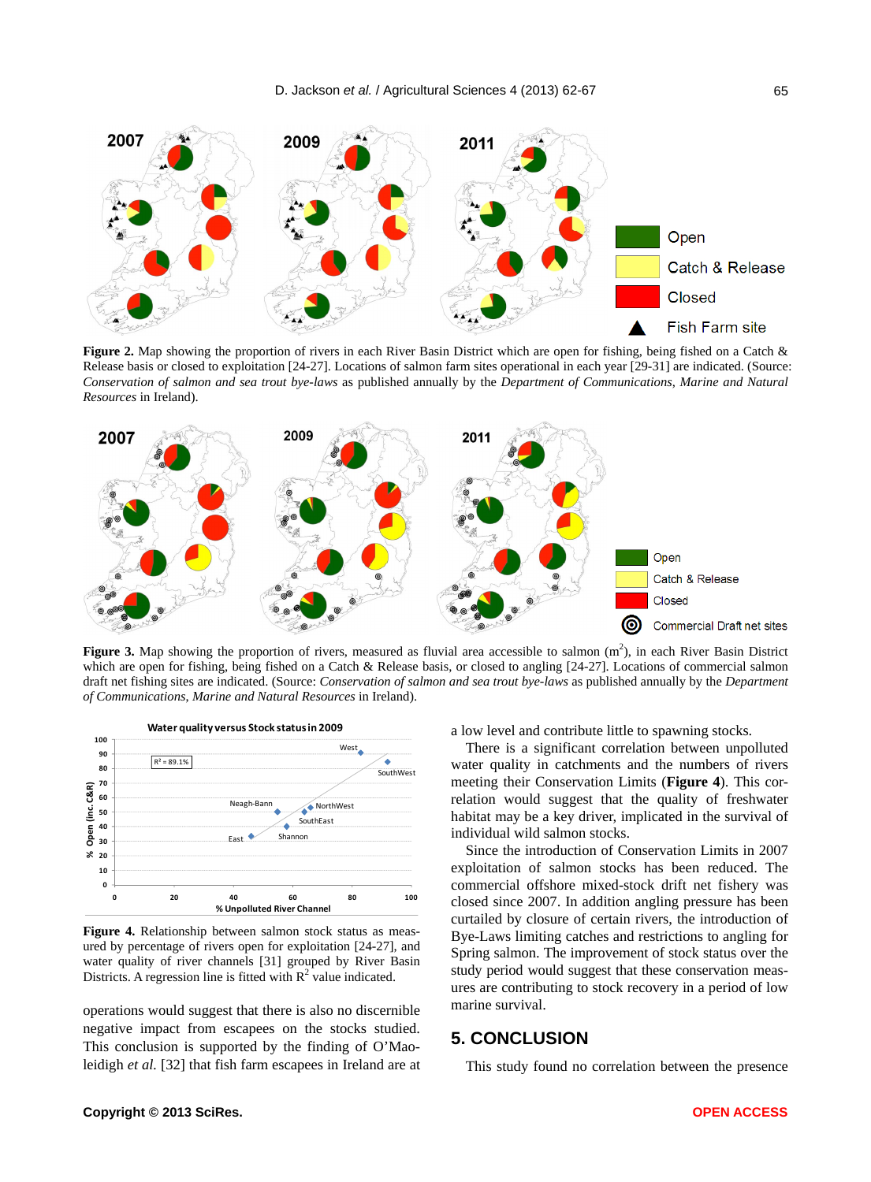2007

2009

2011

Open

Catch & Release

Closed

Fish Farm site

**Figure 2.** Map showing the proportion of rivers in each River Basin District which are open for fishing, being fished on a Catch & Release basis or closed to exploitation [24-27]. Locations of salmon farm sites operational in each year [29-31] are indicated. (Source: *Conservation of salmon and sea trout bye-laws* as published annually by the *Department of Communications, Marine and Natural Resources* in Ireland).

2007

2009

2011

Open

Catch & Release

Closed

Commercial Draft net sites

**Figure 3.** Map showing the proportion of rivers, measured as fluvial area accessible to salmon ($m^2$), in each River Basin District which are open for fishing, being fished on a Catch & Release basis, or closed to angling [24-27]. Locations of commercial salmon draft net fishing sites are indicated. (Source: *Conservation of salmon and sea trout bye-laws* as published annually by the *Department of Communications, Marine and Natural Resources* in Ireland).

Water quality versus Stock status in 2009

R² = 89.1%

West

SouthWest

Neagh-Bann

NorthWest

SouthEast

East

Shannon

% Open (inc. C&R)

100
90
80
70
60
50
40
30
20
10
0

0
20
40
60
80
100

% Unpolluted River Channel

**Figure 4.** Relationship between salmon stock status as measured by percentage of rivers open for exploitation [24-27], and water quality of river channels [31] grouped by River Basin Districts. A regression line is fitted with $R^2$ value indicated.

operations would suggest that there is also no discernible negative impact from escapees on the stocks studied. This conclusion is supported by the finding of O'Maoleidigh *et al.* [32] that fish farm escapees in Ireland are at a low level and contribute little to spawning stocks.

There is a significant correlation between unpolluted water quality in catchments and the numbers of rivers meeting their Conservation Limits (**Figure 4**). This correlation would suggest that the quality of freshwater habitat may be a key driver, implicated in the survival of individual wild salmon stocks.

Since the introduction of Conservation Limits in 2007 exploitation of salmon stocks has been reduced. The commercial offshore mixed-stock drift net fishery was closed since 2007. In addition angling pressure has been curtailed by closure of certain rivers, the introduction of Bye-Laws limiting catches and restrictions to angling for Spring salmon. The improvement of stock status over the study period would suggest that these conservation measures are contributing to stock recovery in a period of low marine survival.

## 5. CONCLUSION

This study found no correlation between the presence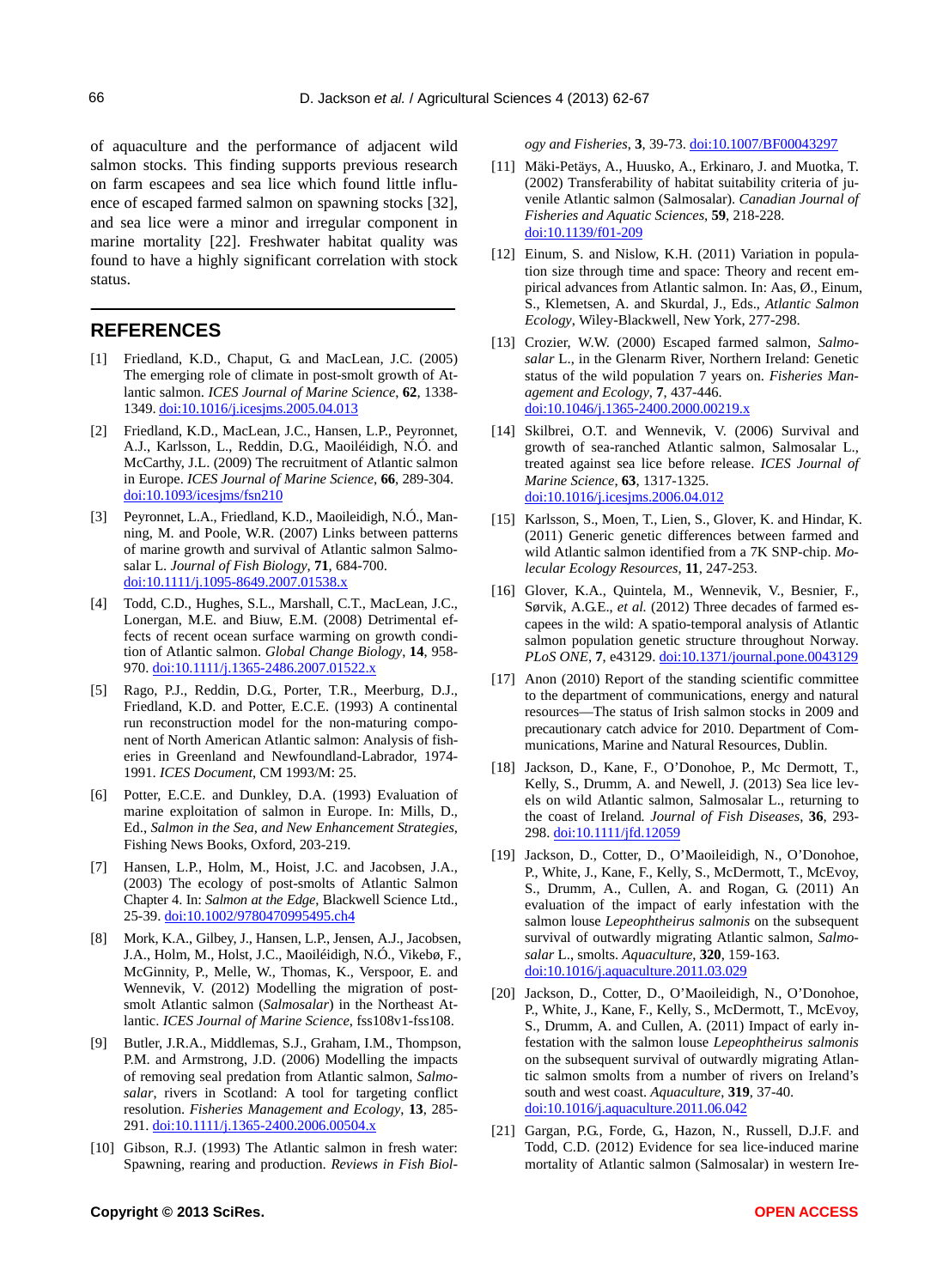of aquaculture and the performance of adjacent wild salmon stocks. This finding supports previous research on farm escapees and sea lice which found little influence of escaped farmed salmon on spawning stocks [32], and sea lice were a minor and irregular component in marine mortality [22]. Freshwater habitat quality was found to have a highly significant correlation with stock status.

## REFERENCES

[1] Friedland, K.D., Chaput, G. and MacLean, J.C. (2005) The emerging role of climate in post-smolt growth of Atlantic salmon. *ICES Journal of Marine Science*, **62**, 1338-1349. doi:10.1016/j.icesjms.2005.04.013

[2] Friedland, K.D., MacLean, J.C., Hansen, L.P., Peyronnet, A.J., Karlsson, L., Reddin, D.G., Maoiléidigh, N.Ó. and McCarthy, J.L. (2009) The recruitment of Atlantic salmon in Europe. *ICES Journal of Marine Science*, **66**, 289-304. doi:10.1093/icesjms/fsn210

[3] Peyronnet, L.A., Friedland, K.D., Maoileidigh, N.Ó., Manning, M. and Poole, W.R. (2007) Links between patterns of marine growth and survival of Atlantic salmon Salmosalar L. *Journal of Fish Biology*, **71**, 684-700. doi:10.1111/j.1095-8649.2007.01538.x

[4] Todd, C.D., Hughes, S.L., Marshall, C.T., MacLean, J.C., Lonergan, M.E. and Biuw, E.M. (2008) Detrimental effects of recent ocean surface warming on growth condition of Atlantic salmon. *Global Change Biology*, **14**, 958-970. doi:10.1111/j.1365-2486.2007.01522.x

[5] Rago, P.J., Reddin, D.G., Porter, T.R., Meerburg, D.J., Friedland, K.D. and Potter, E.C.E. (1993) A continental run reconstruction model for the non-maturing component of North American Atlantic salmon: Analysis of fisheries in Greenland and Newfoundland-Labrador, 1974-1991. *ICES Document*, CM 1993/M: 25.

[6] Potter, E.C.E. and Dunkley, D.A. (1993) Evaluation of marine exploitation of salmon in Europe. In: Mills, D., Ed., *Salmon in the Sea, and New Enhancement Strategies*, Fishing News Books, Oxford, 203-219.

[7] Hansen, L.P., Holm, M., Hoist, J.C. and Jacobsen, J.A., (2003) The ecology of post-smolts of Atlantic Salmon Chapter 4. In: *Salmon at the Edge*, Blackwell Science Ltd., 25-39. doi:10.1002/9780470995495.ch4

[8] Mork, K.A., Gilbey, J., Hansen, L.P., Jensen, A.J., Jacobsen, J.A., Holm, M., Holst, J.C., Maoiléidigh, N.Ó., Vikebø, F., McGinnity, P., Melle, W., Thomas, K., Verspoor, E. and Wennevik, V. (2012) Modelling the migration of post-smolt Atlantic salmon (*Salmosalar*) in the Northeast Atlantic. *ICES Journal of Marine Science*, fss108v1-fss108.

[9] Butler, J.R.A., Middlemas, S.J., Graham, I.M., Thompson, P.M. and Armstrong, J.D. (2006) Modelling the impacts of removing seal predation from Atlantic salmon, *Salmosalar*, rivers in Scotland: A tool for targeting conflict resolution. *Fisheries Management and Ecology*, **13**, 285-291. doi:10.1111/j.1365-2400.2006.00504.x

[10] Gibson, R.J. (1993) The Atlantic salmon in fresh water: Spawning, rearing and production. *Reviews in Fish Biology and Fisheries*, **3**, 39-73. doi:10.1007/BF00043297

[11] Mäki-Petäys, A., Huusko, A., Erkinaro, J. and Muotka, T. (2002) Transferability of habitat suitability criteria of juvenile Atlantic salmon (Salmosalar). *Canadian Journal of Fisheries and Aquatic Sciences*, **59**, 218-228. doi:10.1139/f01-209

[12] Einum, S. and Nislow, K.H. (2011) Variation in population size through time and space: Theory and recent empirical advances from Atlantic salmon. In: Aas, Ø., Einum, S., Klemetsen, A. and Skurdal, J., Eds., *Atlantic Salmon Ecology*, Wiley-Blackwell, New York, 277-298.

[13] Crozier, W.W. (2000) Escaped farmed salmon, *Salmosalar* L., in the Glenarm River, Northern Ireland: Genetic status of the wild population 7 years on. *Fisheries Management and Ecology*, **7**, 437-446. doi:10.1046/j.1365-2400.2000.00219.x

[14] Skilbrei, O.T. and Wennevik, V. (2006) Survival and growth of sea-ranched Atlantic salmon, Salmosalar L., treated against sea lice before release. *ICES Journal of Marine Science*, **63**, 1317-1325. doi:10.1016/j.icesjms.2006.04.012

[15] Karlsson, S., Moen, T., Lien, S., Glover, K. and Hindar, K. (2011) Generic genetic differences between farmed and wild Atlantic salmon identified from a 7K SNP-chip. *Molecular Ecology Resources*, **11**, 247-253.

[16] Glover, K.A., Quintela, M., Wennevik, V., Besnier, F., Sørvik, A.G.E., *et al.* (2012) Three decades of farmed escapees in the wild: A spatio-temporal analysis of Atlantic salmon population genetic structure throughout Norway. *PLoS ONE*, **7**, e43129. doi:10.1371/journal.pone.0043129

[17] Anon (2010) Report of the standing scientific committee to the department of communications, energy and natural resources—The status of Irish salmon stocks in 2009 and precautionary catch advice for 2010. Department of Communications, Marine and Natural Resources, Dublin.

[18] Jackson, D., Kane, F., O'Donohoe, P., Mc Dermott, T., Kelly, S., Drumm, A. and Newell, J. (2013) Sea lice levels on wild Atlantic salmon, Salmosalar L., returning to the coast of Ireland. *Journal of Fish Diseases*, **36**, 293-298. doi:10.1111/jfd.12059

[19] Jackson, D., Cotter, D., O'Maoileidigh, N., O'Donohoe, P., White, J., Kane, F., Kelly, S., McDermott, T., McEvoy, S., Drumm, A., Cullen, A. and Rogan, G. (2011) An evaluation of the impact of early infestation with the salmon louse *Lepeophtheirus salmonis* on the subsequent survival of outwardly migrating Atlantic salmon, *Salmosalar* L., smolts. *Aquaculture*, **320**, 159-163. doi:10.1016/j.aquaculture.2011.03.029

[20] Jackson, D., Cotter, D., O'Maoileidigh, N., O'Donohoe, P., White, J., Kane, F., Kelly, S., McDermott, T., McEvoy, S., Drumm, A. and Cullen, A. (2011) Impact of early infestation with the salmon louse *Lepeophtheirus salmonis* on the subsequent survival of outwardly migrating Atlantic salmon smolts from a number of rivers on Ireland's south and west coast. *Aquaculture*, **319**, 37-40. doi:10.1016/j.aquaculture.2011.06.042

[21] Gargan, P.G., Forde, G., Hazon, N., Russell, D.J.F. and Todd, C.D. (2012) Evidence for sea lice-induced marine mortality of Atlantic salmon (Salmosalar) in western Ire-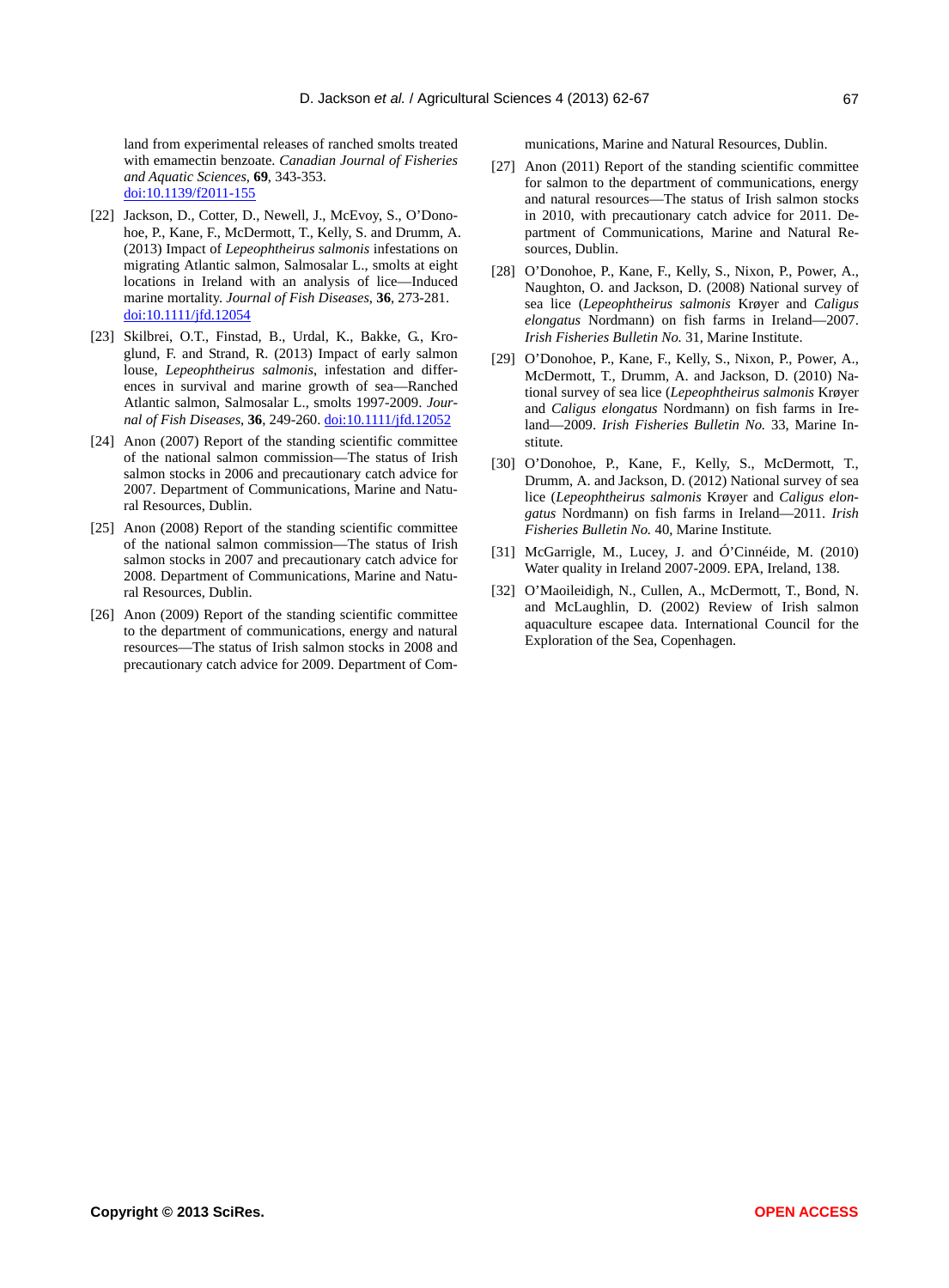land from experimental releases of ranched smolts treated with emamectin benzoate. *Canadian Journal of Fisheries and Aquatic Sciences*, **69**, 343-353. doi:10.1139/f2011-155

[22] Jackson, D., Cotter, D., Newell, J., McEvoy, S., O'Donohoe, P., Kane, F., McDermott, T., Kelly, S. and Drumm, A. (2013) Impact of *Lepeophtheirus salmonis* infestations on migrating Atlantic salmon, Salmosalar L., smolts at eight locations in Ireland with an analysis of lice—Induced marine mortality. *Journal of Fish Diseases*, **36**, 273-281. doi:10.1111/jfd.12054

[23] Skilbrei, O.T., Finstad, B., Urdal, K., Bakke, G., Kroglund, F. and Strand, R. (2013) Impact of early salmon louse, *Lepeophtheirus salmonis*, infestation and differences in survival and marine growth of sea—Ranched Atlantic salmon, Salmosalar L., smolts 1997-2009. *Journal of Fish Diseases*, **36**, 249-260. doi:10.1111/jfd.12052

[24] Anon (2007) Report of the standing scientific committee of the national salmon commission—The status of Irish salmon stocks in 2006 and precautionary catch advice for 2007. Department of Communications, Marine and Natural Resources, Dublin.

[25] Anon (2008) Report of the standing scientific committee of the national salmon commission—The status of Irish salmon stocks in 2007 and precautionary catch advice for 2008. Department of Communications, Marine and Natural Resources, Dublin.

[26] Anon (2009) Report of the standing scientific committee to the department of communications, energy and natural resources—The status of Irish salmon stocks in 2008 and precautionary catch advice for 2009. Department of Communications, Marine and Natural Resources, Dublin.

[27] Anon (2011) Report of the standing scientific committee for salmon to the department of communications, energy and natural resources—The status of Irish salmon stocks in 2010, with precautionary catch advice for 2011. Department of Communications, Marine and Natural Resources, Dublin.

[28] O'Donohoe, P., Kane, F., Kelly, S., Nixon, P., Power, A., Naughton, O. and Jackson, D. (2008) National survey of sea lice (*Lepeophtheirus salmonis* Krøyer and *Caligus elongatus* Nordmann) on fish farms in Ireland—2007. *Irish Fisheries Bulletin No.* 31, Marine Institute.

[29] O'Donohoe, P., Kane, F., Kelly, S., Nixon, P., Power, A., McDermott, T., Drumm, A. and Jackson, D. (2010) National survey of sea lice (*Lepeophtheirus salmonis* Krøyer and *Caligus elongatus* Nordmann) on fish farms in Ireland—2009. *Irish Fisheries Bulletin No.* 33, Marine Institute.

[30] O'Donohoe, P., Kane, F., Kelly, S., McDermott, T., Drumm, A. and Jackson, D. (2012) National survey of sea lice (*Lepeophtheirus salmonis* Krøyer and *Caligus elongatus* Nordmann) on fish farms in Ireland—2011. *Irish Fisheries Bulletin No.* 40, Marine Institute.

[31] McGarrigle, M., Lucey, J. and Ó'Cinnéide, M. (2010) Water quality in Ireland 2007-2009. EPA, Ireland, 138.

[32] O'Maoileidigh, N., Cullen, A., McDermott, T., Bond, N. and McLaughlin, D. (2002) Review of Irish salmon aquaculture escapee data. International Council for the Exploration of the Sea, Copenhagen.